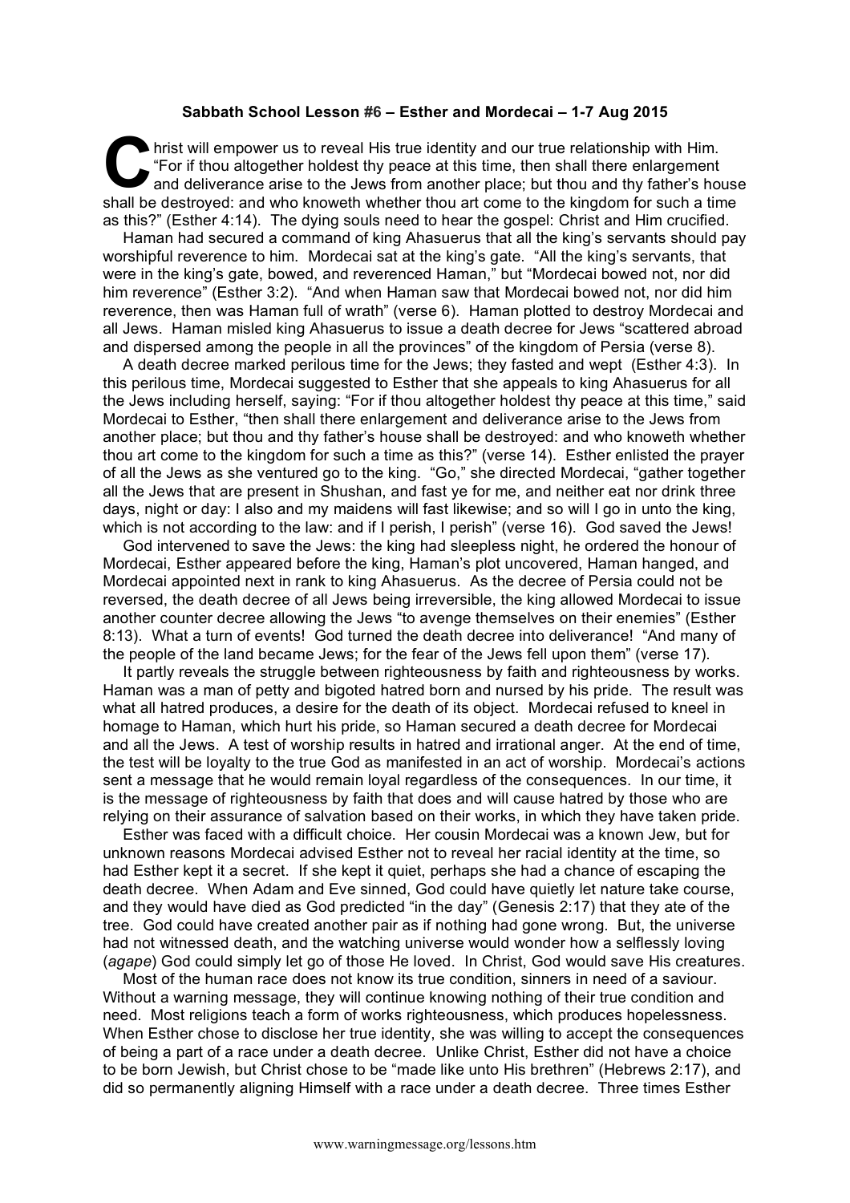**Sabbath School Lesson #6 – Esther and Mordecai – 1-7 Aug 2015**

Christ will empower us to reveal His true identity and our true relationship with Him. "For if thou altogether holdest thy peace at this time, then shall there enlargement and deliverance arise to the Jews from another place; but thou and thy father's house shall be destroyed: and who knoweth whether thou art come to the kingdom for such a time as this?" (Esther 4:14). The dying souls need to hear the gospel: Christ and Him crucified.

Haman had secured a command of king Ahasuerus that all the king's servants should pay worshipful reverence to him. Mordecai sat at the king's gate. "All the king's servants, that were in the king's gate, bowed, and reverenced Haman," but "Mordecai bowed not, nor did him reverence" (Esther 3:2). "And when Haman saw that Mordecai bowed not, nor did him reverence, then was Haman full of wrath" (verse 6). Haman plotted to destroy Mordecai and all Jews. Haman misled king Ahasuerus to issue a death decree for Jews "scattered abroad and dispersed among the people in all the provinces" of the kingdom of Persia (verse 8).

A death decree marked perilous time for the Jews; they fasted and wept (Esther 4:3). In this perilous time, Mordecai suggested to Esther that she appeals to king Ahasuerus for all the Jews including herself, saying: "For if thou altogether holdest thy peace at this time," said Mordecai to Esther, "then shall there enlargement and deliverance arise to the Jews from another place; but thou and thy father's house shall be destroyed: and who knoweth whether thou art come to the kingdom for such a time as this?" (verse 14). Esther enlisted the prayer of all the Jews as she ventured go to the king. "Go," she directed Mordecai, "gather together all the Jews that are present in Shushan, and fast ye for me, and neither eat nor drink three days, night or day: I also and my maidens will fast likewise; and so will I go in unto the king, which is not according to the law: and if I perish, I perish" (verse 16). God saved the Jews!

God intervened to save the Jews: the king had sleepless night, he ordered the honour of Mordecai, Esther appeared before the king, Haman's plot uncovered, Haman hanged, and Mordecai appointed next in rank to king Ahasuerus. As the decree of Persia could not be reversed, the death decree of all Jews being irreversible, the king allowed Mordecai to issue another counter decree allowing the Jews "to avenge themselves on their enemies" (Esther 8:13). What a turn of events! God turned the death decree into deliverance! "And many of the people of the land became Jews; for the fear of the Jews fell upon them" (verse 17).

It partly reveals the struggle between righteousness by faith and righteousness by works. Haman was a man of petty and bigoted hatred born and nursed by his pride. The result was what all hatred produces, a desire for the death of its object. Mordecai refused to kneel in homage to Haman, which hurt his pride, so Haman secured a death decree for Mordecai and all the Jews. A test of worship results in hatred and irrational anger. At the end of time, the test will be loyalty to the true God as manifested in an act of worship. Mordecai's actions sent a message that he would remain loyal regardless of the consequences. In our time, it is the message of righteousness by faith that does and will cause hatred by those who are relying on their assurance of salvation based on their works, in which they have taken pride.

Esther was faced with a difficult choice. Her cousin Mordecai was a known Jew, but for unknown reasons Mordecai advised Esther not to reveal her racial identity at the time, so had Esther kept it a secret. If she kept it quiet, perhaps she had a chance of escaping the death decree. When Adam and Eve sinned, God could have quietly let nature take course, and they would have died as God predicted "in the day" (Genesis 2:17) that they ate of the tree. God could have created another pair as if nothing had gone wrong. But, the universe had not witnessed death, and the watching universe would wonder how a selflessly loving (*agape*) God could simply let go of those He loved. In Christ, God would save His creatures.

Most of the human race does not know its true condition, sinners in need of a saviour. Without a warning message, they will continue knowing nothing of their true condition and need. Most religions teach a form of works righteousness, which produces hopelessness. When Esther chose to disclose her true identity, she was willing to accept the consequences of being a part of a race under a death decree. Unlike Christ, Esther did not have a choice to be born Jewish, but Christ chose to be "made like unto His brethren" (Hebrews 2:17), and did so permanently aligning Himself with a race under a death decree. Three times Esther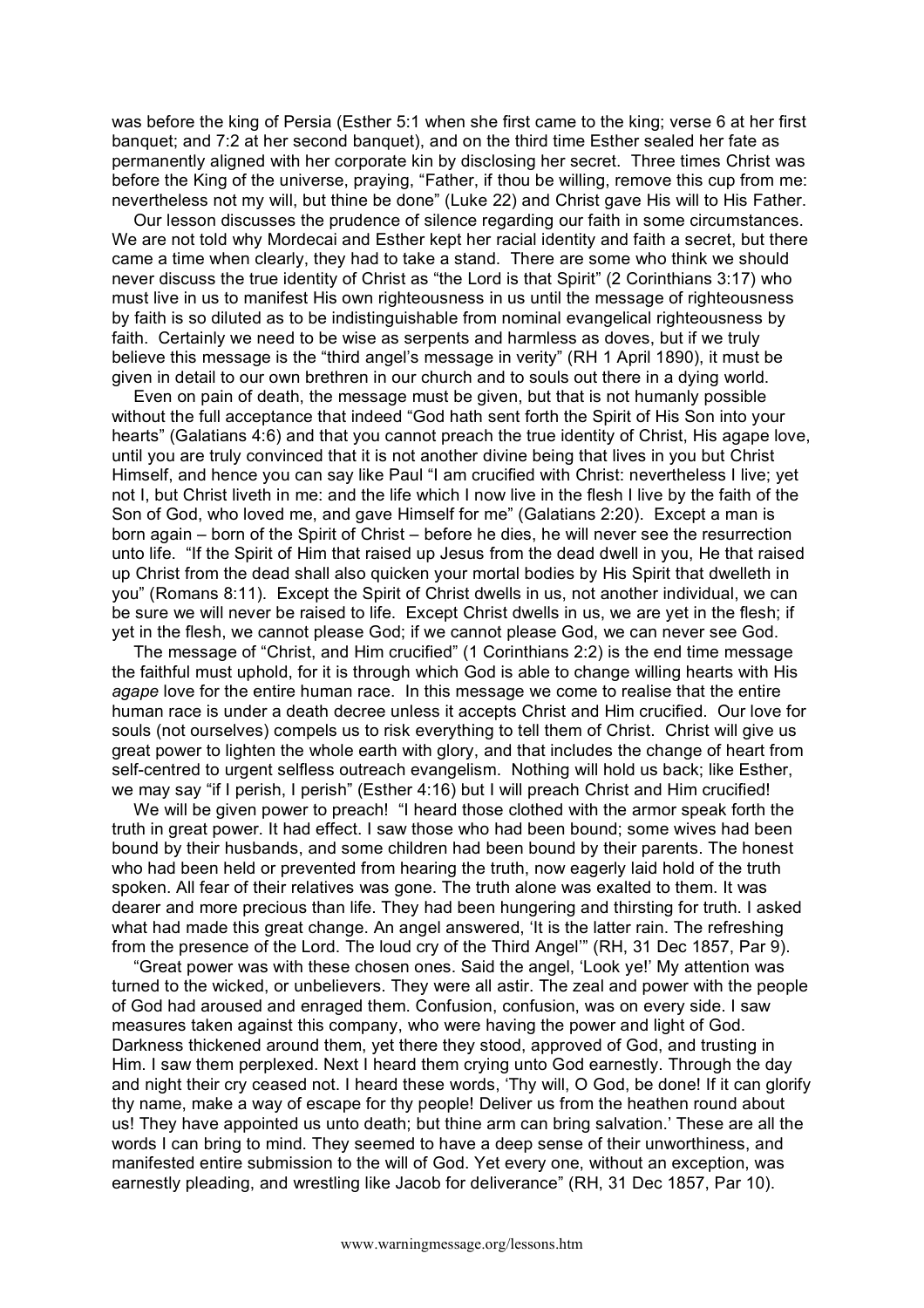was before the king of Persia (Esther 5:1 when she first came to the king; verse 6 at her first banquet; and 7:2 at her second banquet), and on the third time Esther sealed her fate as permanently aligned with her corporate kin by disclosing her secret. Three times Christ was before the King of the universe, praying, "Father, if thou be willing, remove this cup from me: nevertheless not my will, but thine be done" (Luke 22) and Christ gave His will to His Father.

Our lesson discusses the prudence of silence regarding our faith in some circumstances. We are not told why Mordecai and Esther kept her racial identity and faith a secret, but there came a time when clearly, they had to take a stand. There are some who think we should never discuss the true identity of Christ as "the Lord is that Spirit" (2 Corinthians 3:17) who must live in us to manifest His own righteousness in us until the message of righteousness by faith is so diluted as to be indistinguishable from nominal evangelical righteousness by faith. Certainly we need to be wise as serpents and harmless as doves, but if we truly believe this message is the "third angel's message in verity" (RH 1 April 1890), it must be given in detail to our own brethren in our church and to souls out there in a dying world.

Even on pain of death, the message must be given, but that is not humanly possible without the full acceptance that indeed "God hath sent forth the Spirit of His Son into your hearts" (Galatians 4:6) and that you cannot preach the true identity of Christ, His agape love, until you are truly convinced that it is not another divine being that lives in you but Christ Himself, and hence you can say like Paul "I am crucified with Christ: nevertheless I live; yet not I, but Christ liveth in me: and the life which I now live in the flesh I live by the faith of the Son of God, who loved me, and gave Himself for me" (Galatians 2:20). Except a man is born again – born of the Spirit of Christ – before he dies, he will never see the resurrection unto life. "If the Spirit of Him that raised up Jesus from the dead dwell in you, He that raised up Christ from the dead shall also quicken your mortal bodies by His Spirit that dwelleth in you" (Romans 8:11). Except the Spirit of Christ dwells in us, not another individual, we can be sure we will never be raised to life. Except Christ dwells in us, we are yet in the flesh; if yet in the flesh, we cannot please God; if we cannot please God, we can never see God.

The message of "Christ, and Him crucified" (1 Corinthians 2:2) is the end time message the faithful must uphold, for it is through which God is able to change willing hearts with His *agape* love for the entire human race. In this message we come to realise that the entire human race is under a death decree unless it accepts Christ and Him crucified. Our love for souls (not ourselves) compels us to risk everything to tell them of Christ. Christ will give us great power to lighten the whole earth with glory, and that includes the change of heart from self-centred to urgent selfless outreach evangelism. Nothing will hold us back; like Esther, we may say "if I perish, I perish" (Esther 4:16) but I will preach Christ and Him crucified!

We will be given power to preach! "I heard those clothed with the armor speak forth the truth in great power. It had effect. I saw those who had been bound; some wives had been bound by their husbands, and some children had been bound by their parents. The honest who had been held or prevented from hearing the truth, now eagerly laid hold of the truth spoken. All fear of their relatives was gone. The truth alone was exalted to them. It was dearer and more precious than life. They had been hungering and thirsting for truth. I asked what had made this great change. An angel answered, 'It is the latter rain. The refreshing from the presence of the Lord. The loud cry of the Third Angel'" (RH, 31 Dec 1857, Par 9).

"Great power was with these chosen ones. Said the angel, 'Look ye!' My attention was turned to the wicked, or unbelievers. They were all astir. The zeal and power with the people of God had aroused and enraged them. Confusion, confusion, was on every side. I saw measures taken against this company, who were having the power and light of God. Darkness thickened around them, yet there they stood, approved of God, and trusting in Him. I saw them perplexed. Next I heard them crying unto God earnestly. Through the day and night their cry ceased not. I heard these words, 'Thy will, O God, be done! If it can glorify thy name, make a way of escape for thy people! Deliver us from the heathen round about us! They have appointed us unto death; but thine arm can bring salvation.' These are all the words I can bring to mind. They seemed to have a deep sense of their unworthiness, and manifested entire submission to the will of God. Yet every one, without an exception, was earnestly pleading, and wrestling like Jacob for deliverance" (RH, 31 Dec 1857, Par 10).

www.warningmessage.org/lessons.htm